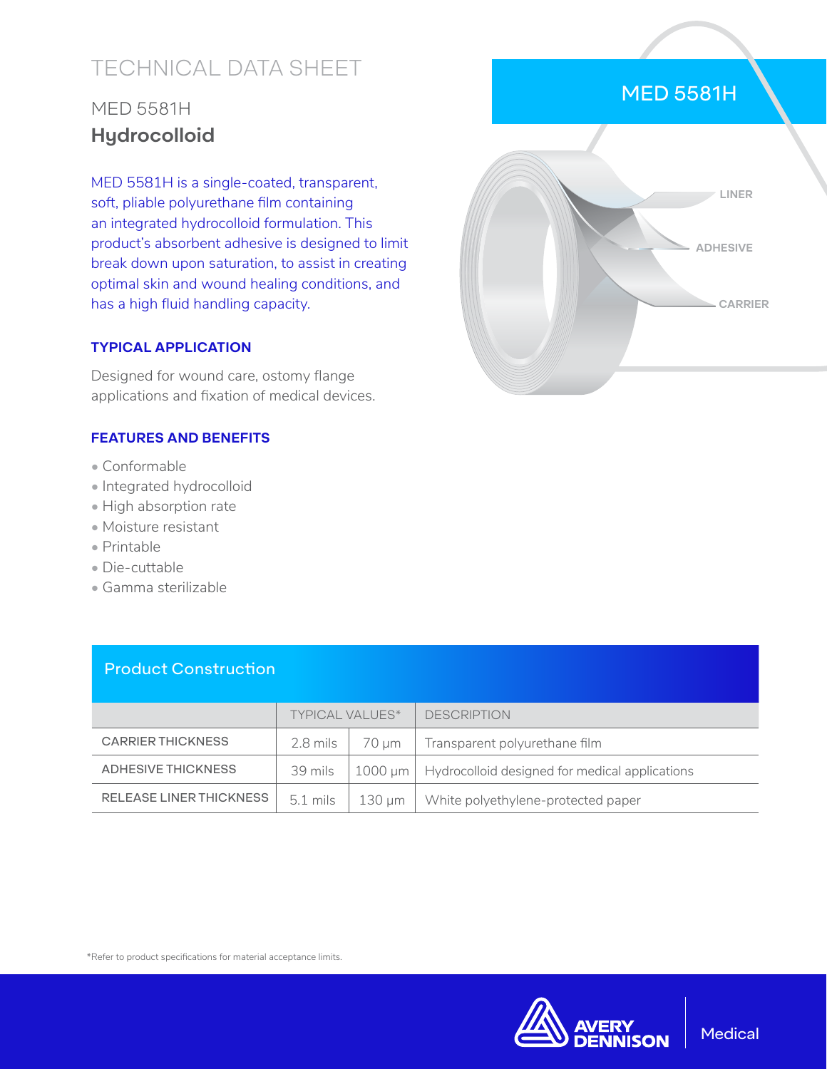# TECHNICAL DATA SHEET

## MED 5581H
## Hydrocolloid

MED 5581H is a single-coated, transparent, soft, pliable polyurethane film containing an integrated hydrocolloid formulation. This product's absorbent adhesive is designed to limit break down upon saturation, to assist in creating optimal skin and wound healing conditions, and has a high fluid handling capacity.

MED 5581H

LINER

ADHESIVE

CARRIER

### TYPICAL APPLICATION

Designed for wound care, ostomy flange applications and fixation of medical devices.

### FEATURES AND BENEFITS

- Conformable
- Integrated hydrocolloid
- High absorption rate
- Moisture resistant
- Printable
- Die-cuttable
- Gamma sterilizable

### Product Construction

| | TYPICAL VALUES* | | DESCRIPTION |
|---|---|---|---|
| CARRIER THICKNESS | 2.8 mils | 70 µm | Transparent polyurethane film |
| ADHESIVE THICKNESS | 39 mils | 1000 µm | Hydrocolloid designed for medical applications |
| RELEASE LINER THICKNESS | 5.1 mils | 130 µm | White polyethylene-protected paper |

*Refer to product specifications for material acceptance limits.

AVERY DENNISON | Medical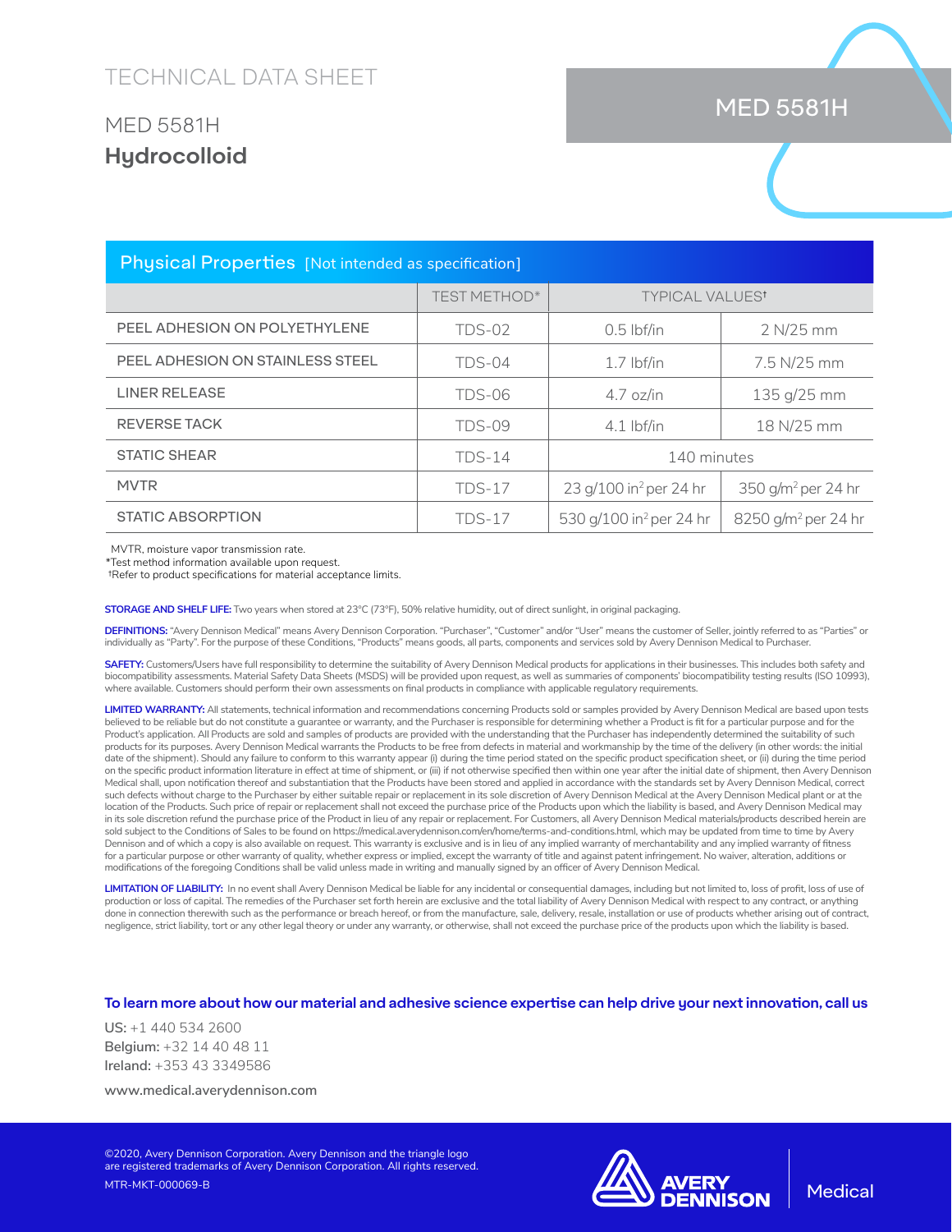# TECHNICAL DATA SHEET

## MED 5581H

## Hydrocolloid

MED 5581H

## Physical Properties [Not intended as specification]

| | TEST METHOD* | TYPICAL VALUES† | |
|---|---|---|---|
| PEEL ADHESION ON POLYETHYLENE | TDS-02 | 0.5 lbf/in | 2 N/25 mm |
| PEEL ADHESION ON STAINLESS STEEL | TDS-04 | 1.7 lbf/in | 7.5 N/25 mm |
| LINER RELEASE | TDS-06 | 4.7 oz/in | 135 g/25 mm |
| REVERSE TACK | TDS-09 | 4.1 lbf/in | 18 N/25 mm |
| STATIC SHEAR | TDS-14 | 140 minutes | |
| MVTR | TDS-17 | 23 g/100 $in^2$ per 24 hr | 350 g/$m^2$ per 24 hr |
| STATIC ABSORPTION | TDS-17 | 530 g/100 $in^2$ per 24 hr | 8250 g/$m^2$ per 24 hr |

MVTR, moisture vapor transmission rate.
*Test method information available upon request.
†Refer to product specifications for material acceptance limits.

**STORAGE AND SHELF LIFE:** Two years when stored at 23°C (73°F), 50% relative humidity, out of direct sunlight, in original packaging.

**DEFINITIONS:** "Avery Dennison Medical" means Avery Dennison Corporation. "Purchaser", "Customer" and/or "User" means the customer of Seller, jointly referred to as "Parties" or individually as "Party". For the purpose of these Conditions, "Products" means goods, all parts, components and services sold by Avery Dennison Medical to Purchaser.

**SAFETY:** Customers/Users have full responsibility to determine the suitability of Avery Dennison Medical products for applications in their businesses. This includes both safety and biocompatibility assessments. Material Safety Data Sheets (MSDS) will be provided upon request, as well as summaries of components' biocompatibility testing results (ISO 10993), where available. Customers should perform their own assessments on final products in compliance with applicable regulatory requirements.

**LIMITED WARRANTY:** All statements, technical information and recommendations concerning Products sold or samples provided by Avery Dennison Medical are based upon tests believed to be reliable but do not constitute a guarantee or warranty, and the Purchaser is responsible for determining whether a Product is fit for a particular purpose and for the Product's application. All Products are sold and samples of products are provided with the understanding that the Purchaser has independently determined the suitability of such products for its purposes. Avery Dennison Medical warrants the Products to be free from defects in material and workmanship by the time of the delivery (in other words: the initial date of the shipment). Should any failure to conform to this warranty appear (i) during the time period stated on the specific product specification sheet, or (ii) during the time period on the specific product information literature in effect at time of shipment, or (iii) if not otherwise specified then within one year after the initial date of shipment, then Avery Dennison Medical shall, upon notification thereof and substantiation that the Products have been stored and applied in accordance with the standards set by Avery Dennison Medical, correct such defects without charge to the Purchaser by either suitable repair or replacement in its sole discretion of Avery Dennison Medical at the Avery Dennison Medical plant or at the location of the Products. Such price of repair or replacement shall not exceed the purchase price of the Products upon which the liability is based, and Avery Dennison Medical may in its sole discretion refund the purchase price of the Product in lieu of any repair or replacement. For Customers, all Avery Dennison Medical materials/products described herein are sold subject to the Conditions of Sales to be found on https://medical.averydennison.com/en/home/terms-and-conditions.html, which may be updated from time to time by Avery Dennison and of which a copy is also available on request. This warranty is exclusive and is in lieu of any implied warranty of merchantability and any implied warranty of fitness for a particular purpose or other warranty of quality, whether express or implied, except the warranty of title and against patent infringement. No waiver, alteration, additions or modifications of the foregoing Conditions shall be valid unless made in writing and manually signed by an officer of Avery Dennison Medical.

**LIMITATION OF LIABILITY:** In no event shall Avery Dennison Medical be liable for any incidental or consequential damages, including but not limited to, loss of profit, loss of use of production or loss of capital. The remedies of the Purchaser set forth herein are exclusive and the total liability of Avery Dennison Medical with respect to any contract, or anything done in connection therewith such as the performance or breach hereof, or from the manufacture, sale, delivery, resale, installation or use of products whether arising out of contract, negligence, strict liability, tort or any other legal theory or under any warranty, or otherwise, shall not exceed the purchase price of the products upon which the liability is based.

**To learn more about how our material and adhesive science expertise can help drive your next innovation, call us**

**US:** +1 440 534 2600
**Belgium:** +32 14 40 48 11
**Ireland:** +353 43 3349586

www.medical.averydennison.com

©2020, Avery Dennison Corporation. Avery Dennison and the triangle logo are registered trademarks of Avery Dennison Corporation. All rights reserved.

MTR-MKT-000069-B

AVERY DENNISON Medical